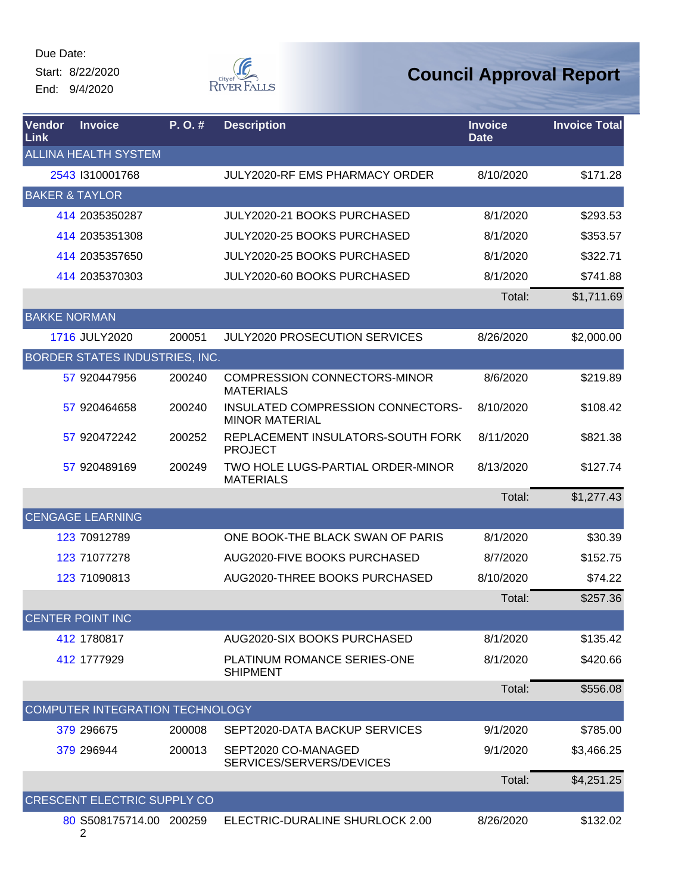Due Date:
Start: 8/22/2020
End: 9/4/2020

# Council Approval Report

| Vendor Link | Invoice | P. O. # | Description | Invoice Date | Invoice Total |
|---|---|---|---|---|---|
| ALLINA HEALTH SYSTEM | | | | | |
| 2543 | I310001768 | | JULY2020-RF EMS PHARMACY ORDER | 8/10/2020 | $171.28 |
| BAKER & TAYLOR | | | | | |
| 414 | 2035350287 | | JULY2020-21 BOOKS PURCHASED | 8/1/2020 | $293.53 |
| 414 | 2035351308 | | JULY2020-25 BOOKS PURCHASED | 8/1/2020 | $353.57 |
| 414 | 2035357650 | | JULY2020-25 BOOKS PURCHASED | 8/1/2020 | $322.71 |
| 414 | 2035370303 | | JULY2020-60 BOOKS PURCHASED | 8/1/2020 | $741.88 |
| | | | | Total: | $1,711.69 |
| BAKKE NORMAN | | | | | |
| 1716 | JULY2020 | 200051 | JULY2020 PROSECUTION SERVICES | 8/26/2020 | $2,000.00 |
| BORDER STATES INDUSTRIES, INC. | | | | | |
| 57 | 920447956 | 200240 | COMPRESSION CONNECTORS-MINOR MATERIALS | 8/6/2020 | $219.89 |
| 57 | 920464658 | 200240 | INSULATED COMPRESSION CONNECTORS-MINOR MATERIAL | 8/10/2020 | $108.42 |
| 57 | 920472242 | 200252 | REPLACEMENT INSULATORS-SOUTH FORK PROJECT | 8/11/2020 | $821.38 |
| 57 | 920489169 | 200249 | TWO HOLE LUGS-PARTIAL ORDER-MINOR MATERIALS | 8/13/2020 | $127.74 |
| | | | | Total: | $1,277.43 |
| CENGAGE LEARNING | | | | | |
| 123 | 70912789 | | ONE BOOK-THE BLACK SWAN OF PARIS | 8/1/2020 | $30.39 |
| 123 | 71077278 | | AUG2020-FIVE BOOKS PURCHASED | 8/7/2020 | $152.75 |
| 123 | 71090813 | | AUG2020-THREE BOOKS PURCHASED | 8/10/2020 | $74.22 |
| | | | | Total: | $257.36 |
| CENTER POINT INC | | | | | |
| 412 | 1780817 | | AUG2020-SIX BOOKS PURCHASED | 8/1/2020 | $135.42 |
| 412 | 1777929 | | PLATINUM ROMANCE SERIES-ONE SHIPMENT | 8/1/2020 | $420.66 |
| | | | | Total: | $556.08 |
| COMPUTER INTEGRATION TECHNOLOGY | | | | | |
| 379 | 296675 | 200008 | SEPT2020-DATA BACKUP SERVICES | 9/1/2020 | $785.00 |
| 379 | 296944 | 200013 | SEPT2020 CO-MANAGED SERVICES/SERVERS/DEVICES | 9/1/2020 | $3,466.25 |
| | | | | Total: | $4,251.25 |
| CRESCENT ELECTRIC SUPPLY CO | | | | | |
| 80 | S508175714.002 | 200259 | ELECTRIC-DURALINE SHURLOCK 2.00 | 8/26/2020 | $132.02 |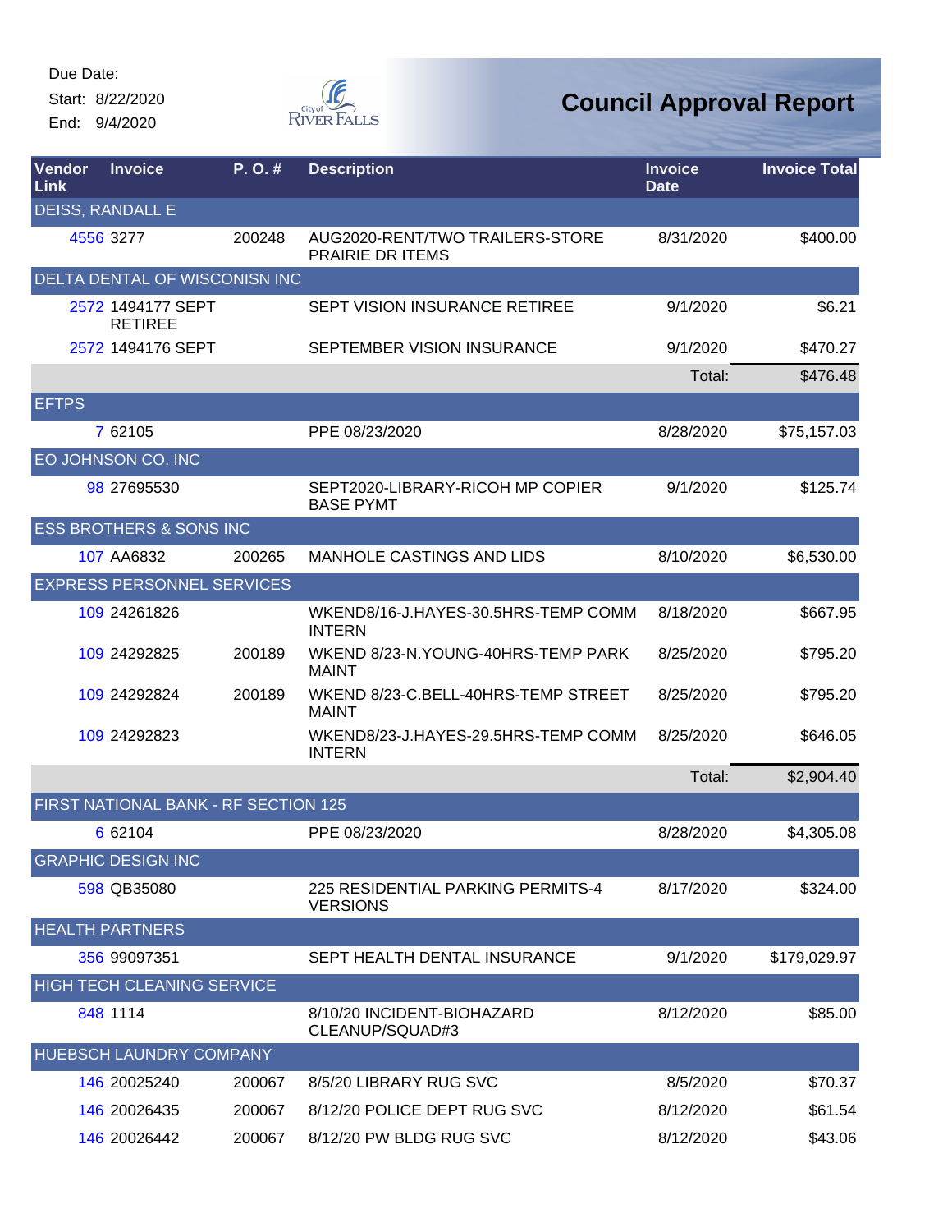Due Date:

Start: 8/22/2020

End: 9/4/2020

# Council Approval Report

| Vendor Link | Invoice | P. O. # | Description | Invoice Date | Invoice Total |
|---|---|---|---|---|---|
| DEISS, RANDALL E | | | | | |
| 4556 | 3277 | 200248 | AUG2020-RENT/TWO TRAILERS-STORE PRAIRIE DR ITEMS | 8/31/2020 | $400.00 |
| DELTA DENTAL OF WISCONISN INC | | | | | |
| 2572 | 1494177 SEPT RETIREE | | SEPT VISION INSURANCE RETIREE | 9/1/2020 | $6.21 |
| 2572 | 1494176 SEPT | | SEPTEMBER VISION INSURANCE | 9/1/2020 | $470.27 |
| | | | | Total: | $476.48 |
| EFTPS | | | | | |
| 7 | 62105 | | PPE 08/23/2020 | 8/28/2020 | $75,157.03 |
| EO JOHNSON CO. INC | | | | | |
| 98 | 27695530 | | SEPT2020-LIBRARY-RICOH MP COPIER BASE PYMT | 9/1/2020 | $125.74 |
| ESS BROTHERS & SONS INC | | | | | |
| 107 | AA6832 | 200265 | MANHOLE CASTINGS AND LIDS | 8/10/2020 | $6,530.00 |
| EXPRESS PERSONNEL SERVICES | | | | | |
| 109 | 24261826 | | WKEND8/16-J.HAYES-30.5HRS-TEMP COMM INTERN | 8/18/2020 | $667.95 |
| 109 | 24292825 | 200189 | WKEND 8/23-N.YOUNG-40HRS-TEMP PARK MAINT | 8/25/2020 | $795.20 |
| 109 | 24292824 | 200189 | WKEND 8/23-C.BELL-40HRS-TEMP STREET MAINT | 8/25/2020 | $795.20 |
| 109 | 24292823 | | WKEND8/23-J.HAYES-29.5HRS-TEMP COMM INTERN | 8/25/2020 | $646.05 |
| | | | | Total: | $2,904.40 |
| FIRST NATIONAL BANK - RF SECTION 125 | | | | | |
| 6 | 62104 | | PPE 08/23/2020 | 8/28/2020 | $4,305.08 |
| GRAPHIC DESIGN INC | | | | | |
| 598 | QB35080 | | 225 RESIDENTIAL PARKING PERMITS-4 VERSIONS | 8/17/2020 | $324.00 |
| HEALTH PARTNERS | | | | | |
| 356 | 99097351 | | SEPT HEALTH DENTAL INSURANCE | 9/1/2020 | $179,029.97 |
| HIGH TECH CLEANING SERVICE | | | | | |
| 848 | 1114 | | 8/10/20 INCIDENT-BIOHAZARD CLEANUP/SQUAD#3 | 8/12/2020 | $85.00 |
| HUEBSCH LAUNDRY COMPANY | | | | | |
| 146 | 20025240 | 200067 | 8/5/20 LIBRARY RUG SVC | 8/5/2020 | $70.37 |
| 146 | 20026435 | 200067 | 8/12/20 POLICE DEPT RUG SVC | 8/12/2020 | $61.54 |
| 146 | 20026442 | 200067 | 8/12/20 PW BLDG RUG SVC | 8/12/2020 | $43.06 |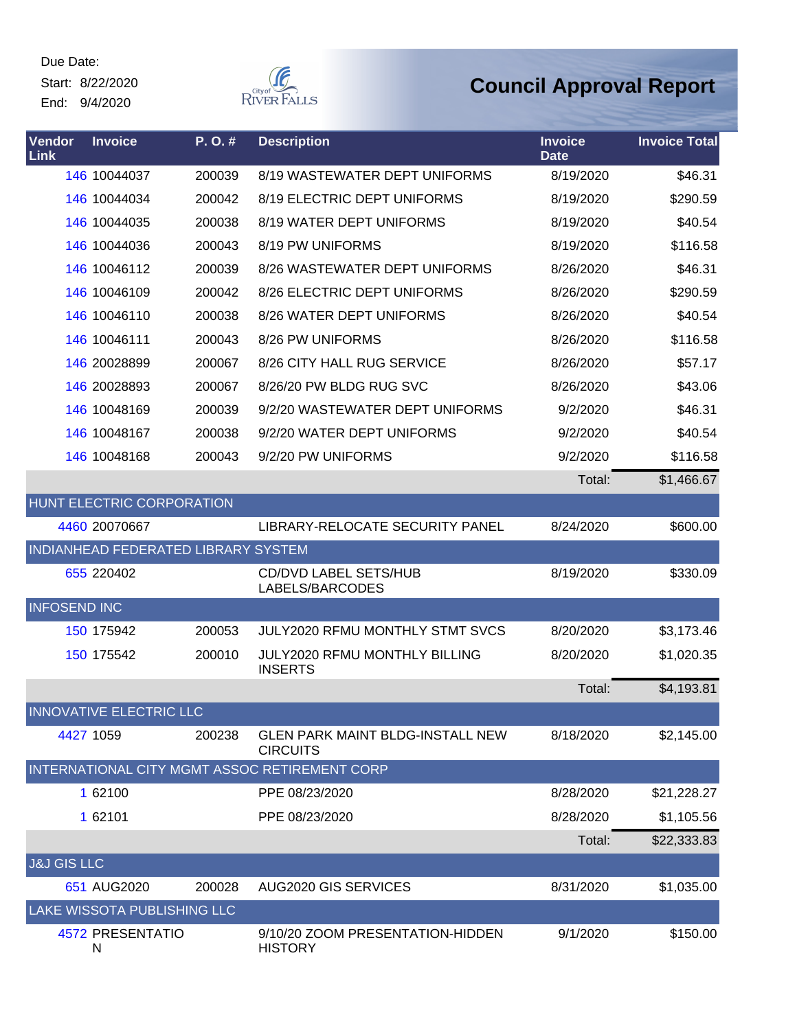Due Date:
Start: 8/22/2020
End: 9/4/2020

# Council Approval Report

| Vendor Link | Invoice | P. O. # | Description | Invoice Date | Invoice Total |
|---|---|---|---|---|---|
| 146 | 10044037 | 200039 | 8/19 WASTEWATER DEPT UNIFORMS | 8/19/2020 | $46.31 |
| 146 | 10044034 | 200042 | 8/19 ELECTRIC DEPT UNIFORMS | 8/19/2020 | $290.59 |
| 146 | 10044035 | 200038 | 8/19 WATER DEPT UNIFORMS | 8/19/2020 | $40.54 |
| 146 | 10044036 | 200043 | 8/19 PW UNIFORMS | 8/19/2020 | $116.58 |
| 146 | 10046112 | 200039 | 8/26 WASTEWATER DEPT UNIFORMS | 8/26/2020 | $46.31 |
| 146 | 10046109 | 200042 | 8/26 ELECTRIC DEPT UNIFORMS | 8/26/2020 | $290.59 |
| 146 | 10046110 | 200038 | 8/26 WATER DEPT UNIFORMS | 8/26/2020 | $40.54 |
| 146 | 10046111 | 200043 | 8/26 PW UNIFORMS | 8/26/2020 | $116.58 |
| 146 | 20028899 | 200067 | 8/26 CITY HALL RUG SERVICE | 8/26/2020 | $57.17 |
| 146 | 20028893 | 200067 | 8/26/20 PW BLDG RUG SVC | 8/26/2020 | $43.06 |
| 146 | 10048169 | 200039 | 9/2/20 WASTEWATER DEPT UNIFORMS | 9/2/2020 | $46.31 |
| 146 | 10048167 | 200038 | 9/2/20 WATER DEPT UNIFORMS | 9/2/2020 | $40.54 |
| 146 | 10048168 | 200043 | 9/2/20 PW UNIFORMS | 9/2/2020 | $116.58 |
| | | | | Total: | $1,466.67 |
| **HUNT ELECTRIC CORPORATION** | | | | | |
| 4460 | 20070667 | | LIBRARY-RELOCATE SECURITY PANEL | 8/24/2020 | $600.00 |
| **INDIANHEAD FEDERATED LIBRARY SYSTEM** | | | | | |
| 655 | 220402 | | CD/DVD LABEL SETS/HUB LABELS/BARCODES | 8/19/2020 | $330.09 |
| **INFOSEND INC** | | | | | |
| 150 | 175942 | 200053 | JULY2020 RFMU MONTHLY STMT SVCS | 8/20/2020 | $3,173.46 |
| 150 | 175542 | 200010 | JULY2020 RFMU MONTHLY BILLING INSERTS | 8/20/2020 | $1,020.35 |
| | | | | Total: | $4,193.81 |
| **INNOVATIVE ELECTRIC LLC** | | | | | |
| 4427 | 1059 | 200238 | GLEN PARK MAINT BLDG-INSTALL NEW CIRCUITS | 8/18/2020 | $2,145.00 |
| **INTERNATIONAL CITY MGMT ASSOC RETIREMENT CORP** | | | | | |
| 1 | 62100 | | PPE 08/23/2020 | 8/28/2020 | $21,228.27 |
| 1 | 62101 | | PPE 08/23/2020 | 8/28/2020 | $1,105.56 |
| | | | | Total: | $22,333.83 |
| **J&J GIS LLC** | | | | | |
| 651 | AUG2020 | 200028 | AUG2020 GIS SERVICES | 8/31/2020 | $1,035.00 |
| **LAKE WISSOTA PUBLISHING LLC** | | | | | |
| 4572 | PRESENTATION | | 9/10/20 ZOOM PRESENTATION-HIDDEN HISTORY | 9/1/2020 | $150.00 |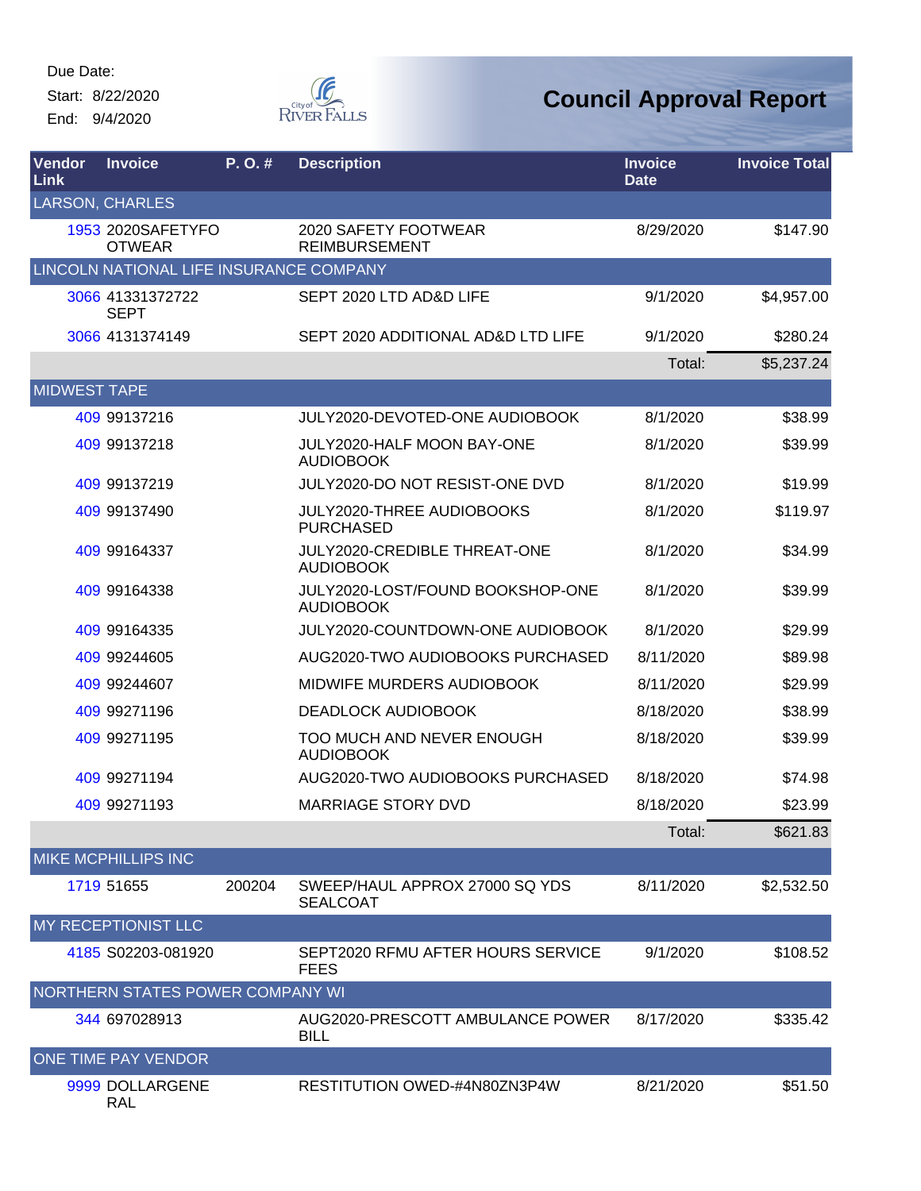Due Date:

Start: 8/22/2020

End: 9/4/2020

# Council Approval Report

| Vendor Link | Invoice | P. O. # | Description | Invoice Date | Invoice Total |
|---|---|---|---|---|---|
| LARSON, CHARLES | | | | | |
| 1953 | 2020SAFETYFOOTWEAR | | 2020 SAFETY FOOTWEAR REIMBURSEMENT | 8/29/2020 | $147.90 |
| LINCOLN NATIONAL LIFE INSURANCE COMPANY | | | | | |
| 3066 | 41331372722 SEPT | | SEPT 2020 LTD AD&D LIFE | 9/1/2020 | $4,957.00 |
| 3066 | 4131374149 | | SEPT 2020 ADDITIONAL AD&D LTD LIFE | 9/1/2020 | $280.24 |
| | | | | Total: | $5,237.24 |
| MIDWEST TAPE | | | | | |
| 409 | 99137216 | | JULY2020-DEVOTED-ONE AUDIOBOOK | 8/1/2020 | $38.99 |
| 409 | 99137218 | | JULY2020-HALF MOON BAY-ONE AUDIOBOOK | 8/1/2020 | $39.99 |
| 409 | 99137219 | | JULY2020-DO NOT RESIST-ONE DVD | 8/1/2020 | $19.99 |
| 409 | 99137490 | | JULY2020-THREE AUDIOBOOKS PURCHASED | 8/1/2020 | $119.97 |
| 409 | 99164337 | | JULY2020-CREDIBLE THREAT-ONE AUDIOBOOK | 8/1/2020 | $34.99 |
| 409 | 99164338 | | JULY2020-LOST/FOUND BOOKSHOP-ONE AUDIOBOOK | 8/1/2020 | $39.99 |
| 409 | 99164335 | | JULY2020-COUNTDOWN-ONE AUDIOBOOK | 8/1/2020 | $29.99 |
| 409 | 99244605 | | AUG2020-TWO AUDIOBOOKS PURCHASED | 8/11/2020 | $89.98 |
| 409 | 99244607 | | MIDWIFE MURDERS AUDIOBOOK | 8/11/2020 | $29.99 |
| 409 | 99271196 | | DEADLOCK AUDIOBOOK | 8/18/2020 | $38.99 |
| 409 | 99271195 | | TOO MUCH AND NEVER ENOUGH AUDIOBOOK | 8/18/2020 | $39.99 |
| 409 | 99271194 | | AUG2020-TWO AUDIOBOOKS PURCHASED | 8/18/2020 | $74.98 |
| 409 | 99271193 | | MARRIAGE STORY DVD | 8/18/2020 | $23.99 |
| | | | | Total: | $621.83 |
| MIKE MCPHILLIPS INC | | | | | |
| 1719 | 51655 | 200204 | SWEEP/HAUL APPROX 27000 SQ YDS SEALCOAT | 8/11/2020 | $2,532.50 |
| MY RECEPTIONIST LLC | | | | | |
| 4185 | S02203-081920 | | SEPT2020 RFMU AFTER HOURS SERVICE FEES | 9/1/2020 | $108.52 |
| NORTHERN STATES POWER COMPANY WI | | | | | |
| 344 | 697028913 | | AUG2020-PRESCOTT AMBULANCE POWER BILL | 8/17/2020 | $335.42 |
| ONE TIME PAY VENDOR | | | | | |
| 9999 | DOLLARGENERAL | | RESTITUTION OWED-#4N80ZN3P4W | 8/21/2020 | $51.50 |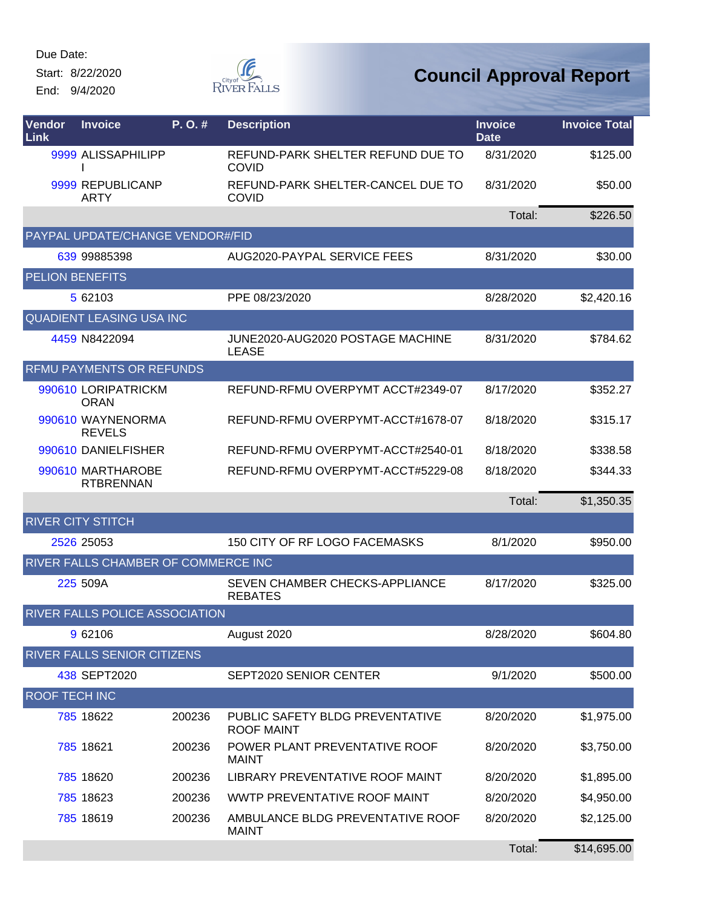Due Date:

Start: 8/22/2020

End: 9/4/2020

# Council Approval Report

| Vendor Link | Invoice | P. O. # | Description | Invoice Date | Invoice Total |
|---|---|---|---|---|---|
| 9999 | ALISSAPHILIPPI | | REFUND-PARK SHELTER REFUND DUE TO COVID | 8/31/2020 | $125.00 |
| 9999 | REPUBLICANPARTY | | REFUND-PARK SHELTER-CANCEL DUE TO COVID | 8/31/2020 | $50.00 |
| | | | | Total: | $226.50 |
| PAYPAL UPDATE/CHANGE VENDOR#/FID | | | | | |
| 639 | 99885398 | | AUG2020-PAYPAL SERVICE FEES | 8/31/2020 | $30.00 |
| PELION BENEFITS | | | | | |
| 5 | 62103 | | PPE 08/23/2020 | 8/28/2020 | $2,420.16 |
| QUADIENT LEASING USA INC | | | | | |
| 4459 | N8422094 | | JUNE2020-AUG2020 POSTAGE MACHINE LEASE | 8/31/2020 | $784.62 |
| RFMU PAYMENTS OR REFUNDS | | | | | |
| 990610 | LORIPATRICKMORAN | | REFUND-RFMU OVERPYMT ACCT#2349-07 | 8/17/2020 | $352.27 |
| 990610 | WAYNENORMAREVELS | | REFUND-RFMU OVERPYMT-ACCT#1678-07 | 8/18/2020 | $315.17 |
| 990610 | DANIELFISHER | | REFUND-RFMU OVERPYMT-ACCT#2540-01 | 8/18/2020 | $338.58 |
| 990610 | MARTHAROBERTBRENNAN | | REFUND-RFMU OVERPYMT-ACCT#5229-08 | 8/18/2020 | $344.33 |
| | | | | Total: | $1,350.35 |
| RIVER CITY STITCH | | | | | |
| 2526 | 25053 | | 150 CITY OF RF LOGO FACEMASKS | 8/1/2020 | $950.00 |
| RIVER FALLS CHAMBER OF COMMERCE INC | | | | | |
| 225 | 509A | | SEVEN CHAMBER CHECKS-APPLIANCE REBATES | 8/17/2020 | $325.00 |
| RIVER FALLS POLICE ASSOCIATION | | | | | |
| 9 | 62106 | | August 2020 | 8/28/2020 | $604.80 |
| RIVER FALLS SENIOR CITIZENS | | | | | |
| 438 | SEPT2020 | | SEPT2020 SENIOR CENTER | 9/1/2020 | $500.00 |
| ROOF TECH INC | | | | | |
| 785 | 18622 | 200236 | PUBLIC SAFETY BLDG PREVENTATIVE ROOF MAINT | 8/20/2020 | $1,975.00 |
| 785 | 18621 | 200236 | POWER PLANT PREVENTATIVE ROOF MAINT | 8/20/2020 | $3,750.00 |
| 785 | 18620 | 200236 | LIBRARY PREVENTATIVE ROOF MAINT | 8/20/2020 | $1,895.00 |
| 785 | 18623 | 200236 | WWTP PREVENTATIVE ROOF MAINT | 8/20/2020 | $4,950.00 |
| 785 | 18619 | 200236 | AMBULANCE BLDG PREVENTATIVE ROOF MAINT | 8/20/2020 | $2,125.00 |
| | | | | Total: | $14,695.00 |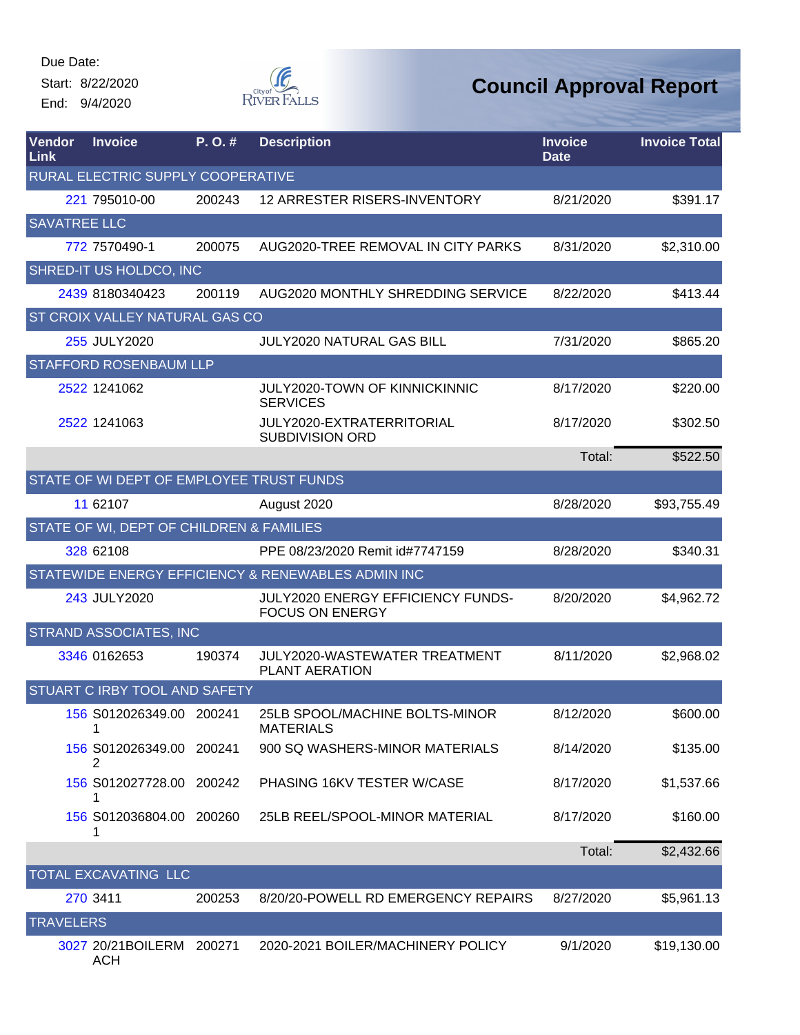Due Date:
Start: 8/22/2020
End: 9/4/2020

# Council Approval Report

| Vendor Link | Invoice | P. O. # | Description | Invoice Date | Invoice Total |
|---|---|---|---|---|---|
| RURAL ELECTRIC SUPPLY COOPERATIVE | | | | | |
| 221 | 795010-00 | 200243 | 12 ARRESTER RISERS-INVENTORY | 8/21/2020 | $391.17 |
| SAVATREE LLC | | | | | |
| 772 | 7570490-1 | 200075 | AUG2020-TREE REMOVAL IN CITY PARKS | 8/31/2020 | $2,310.00 |
| SHRED-IT US HOLDCO, INC | | | | | |
| 2439 | 8180340423 | 200119 | AUG2020 MONTHLY SHREDDING SERVICE | 8/22/2020 | $413.44 |
| ST CROIX VALLEY NATURAL GAS CO | | | | | |
| 255 | JULY2020 | | JULY2020 NATURAL GAS BILL | 7/31/2020 | $865.20 |
| STAFFORD ROSENBAUM LLP | | | | | |
| 2522 | 1241062 | | JULY2020-TOWN OF KINNICKINNIC SERVICES | 8/17/2020 | $220.00 |
| 2522 | 1241063 | | JULY2020-EXTRATERRITORIAL SUBDIVISION ORD | 8/17/2020 | $302.50 |
| | | | | Total: | $522.50 |
| STATE OF WI DEPT OF EMPLOYEE TRUST FUNDS | | | | | |
| 11 | 62107 | | August 2020 | 8/28/2020 | $93,755.49 |
| STATE OF WI, DEPT OF CHILDREN & FAMILIES | | | | | |
| 328 | 62108 | | PPE 08/23/2020 Remit id#7747159 | 8/28/2020 | $340.31 |
| STATEWIDE ENERGY EFFICIENCY & RENEWABLES ADMIN INC | | | | | |
| 243 | JULY2020 | | JULY2020 ENERGY EFFICIENCY FUNDS-FOCUS ON ENERGY | 8/20/2020 | $4,962.72 |
| STRAND ASSOCIATES, INC | | | | | |
| 3346 | 0162653 | 190374 | JULY2020-WASTEWATER TREATMENT PLANT AERATION | 8/11/2020 | $2,968.02 |
| STUART C IRBY TOOL AND SAFETY | | | | | |
| 156 | S012026349.001 | 200241 | 25LB SPOOL/MACHINE BOLTS-MINOR MATERIALS | 8/12/2020 | $600.00 |
| 156 | S012026349.002 | 200241 | 900 SQ WASHERS-MINOR MATERIALS | 8/14/2020 | $135.00 |
| 156 | S012027728.001 | 200242 | PHASING 16KV TESTER W/CASE | 8/17/2020 | $1,537.66 |
| 156 | S012036804.001 | 200260 | 25LB REEL/SPOOL-MINOR MATERIAL | 8/17/2020 | $160.00 |
| | | | | Total: | $2,432.66 |
| TOTAL EXCAVATING LLC | | | | | |
| 270 | 3411 | 200253 | 8/20/20-POWELL RD EMERGENCY REPAIRS | 8/27/2020 | $5,961.13 |
| TRAVELERS | | | | | |
| 3027 | 20/21BOILERMACH | 200271 | 2020-2021 BOILER/MACHINERY POLICY | 9/1/2020 | $19,130.00 |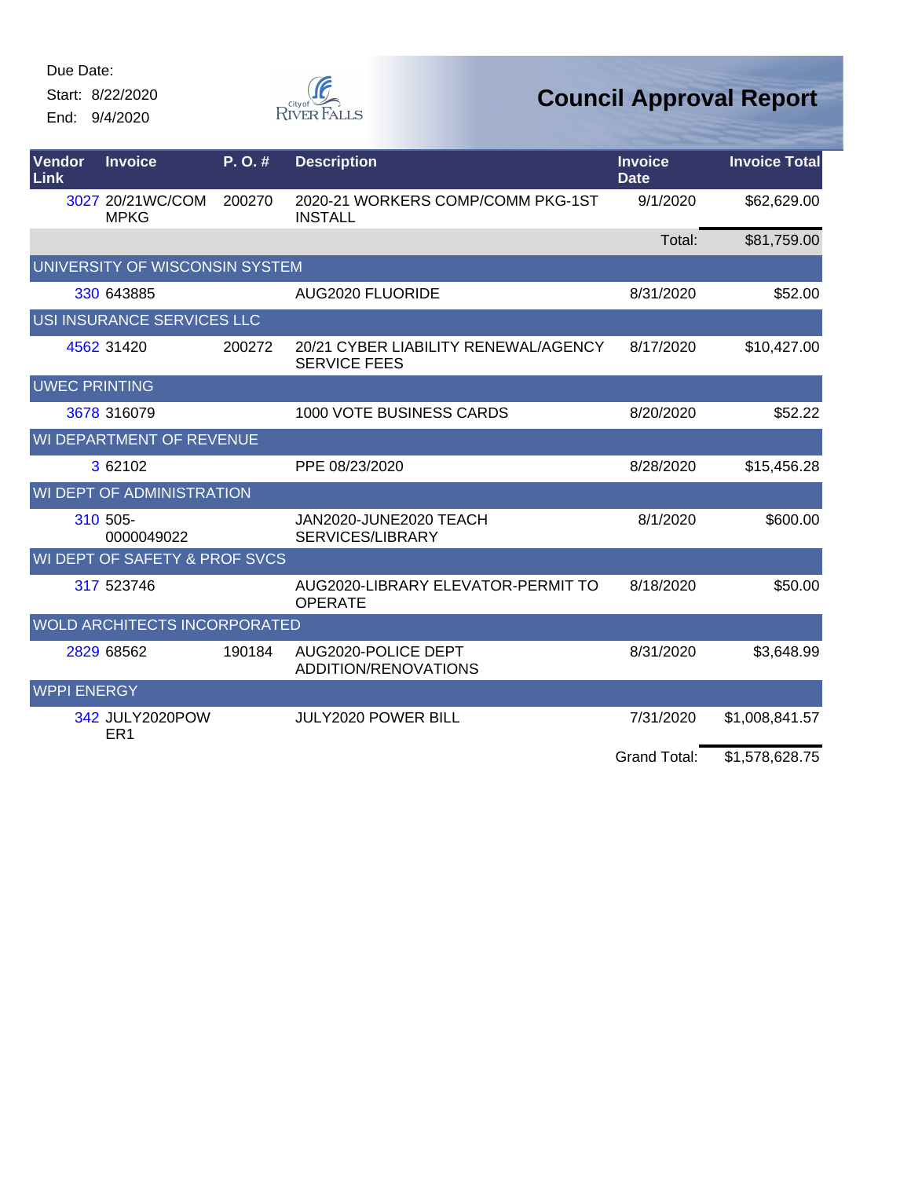Due Date:
Start: 8/22/2020
End: 9/4/2020

# Council Approval Report

| Vendor Link | Invoice | P. O. # | Description | Invoice Date | Invoice Total |
|---|---|---|---|---|---|
| 3027 | 20/21WC/COMMPKG | 200270 | 2020-21 WORKERS COMP/COMM PKG-1ST INSTALL | 9/1/2020 | $62,629.00 |
| | | | | Total: | $81,759.00 |
| UNIVERSITY OF WISCONSIN SYSTEM | | | | | |
| 330 | 643885 | | AUG2020 FLUORIDE | 8/31/2020 | $52.00 |
| USI INSURANCE SERVICES LLC | | | | | |
| 4562 | 31420 | 200272 | 20/21 CYBER LIABILITY RENEWAL/AGENCY SERVICE FEES | 8/17/2020 | $10,427.00 |
| UWEC PRINTING | | | | | |
| 3678 | 316079 | | 1000 VOTE BUSINESS CARDS | 8/20/2020 | $52.22 |
| WI DEPARTMENT OF REVENUE | | | | | |
| 3 | 62102 | | PPE 08/23/2020 | 8/28/2020 | $15,456.28 |
| WI DEPT OF ADMINISTRATION | | | | | |
| 310 | 505-0000049022 | | JAN2020-JUNE2020 TEACH SERVICES/LIBRARY | 8/1/2020 | $600.00 |
| WI DEPT OF SAFETY & PROF SVCS | | | | | |
| 317 | 523746 | | AUG2020-LIBRARY ELEVATOR-PERMIT TO OPERATE | 8/18/2020 | $50.00 |
| WOLD ARCHITECTS INCORPORATED | | | | | |
| 2829 | 68562 | 190184 | AUG2020-POLICE DEPT ADDITION/RENOVATIONS | 8/31/2020 | $3,648.99 |
| WPPI ENERGY | | | | | |
| 342 | JULY2020POWER1 | | JULY2020 POWER BILL | 7/31/2020 | $1,008,841.57 |
| | | | | Grand Total: | $1,578,628.75 |